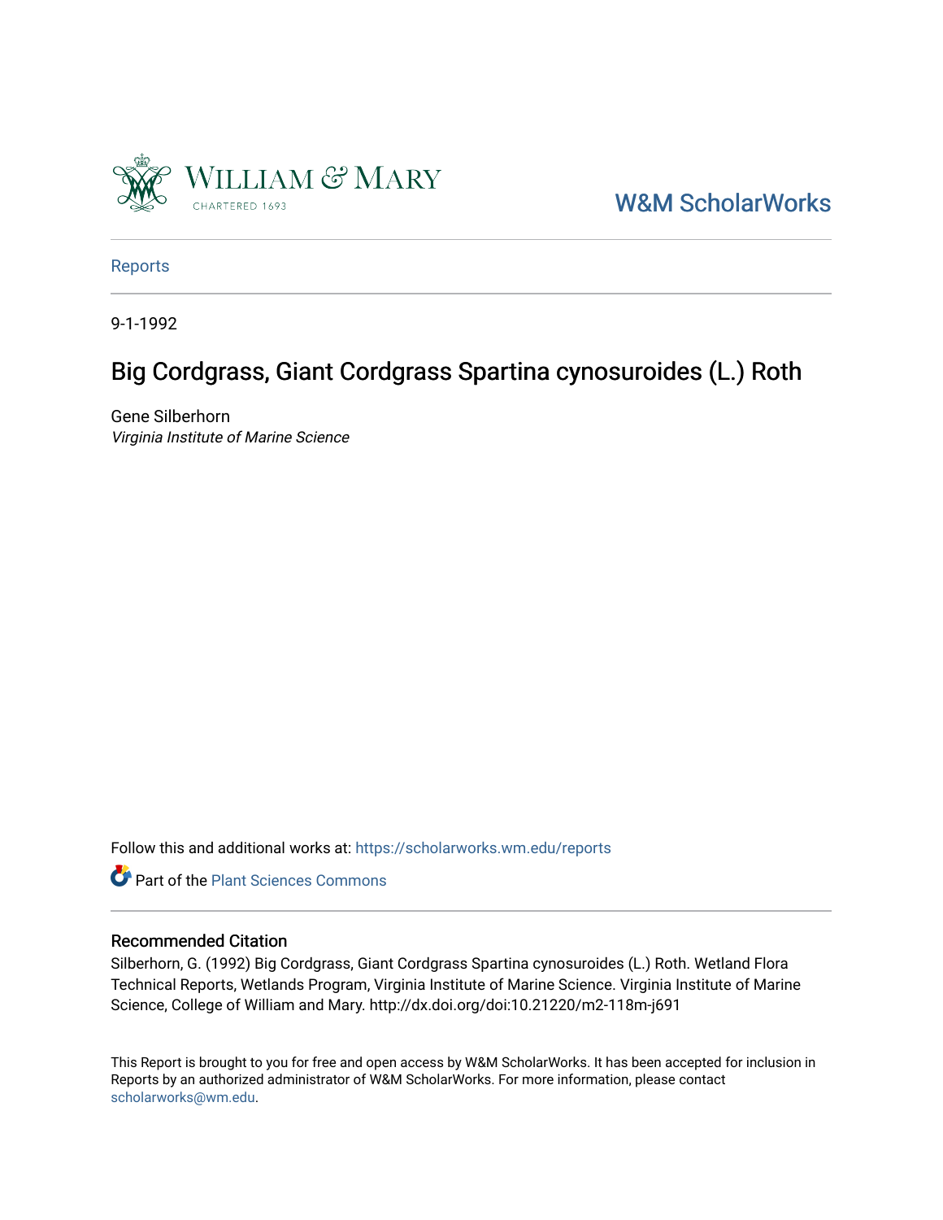W&M ScholarWorks

Reports

9-1-1992

# Big Cordgrass, Giant Cordgrass Spartina cynosuroides (L.) Roth

Gene Silberhorn
*Virginia Institute of Marine Science*

Follow this and additional works at: https://scholarworks.wm.edu/reports

Part of the Plant Sciences Commons

## Recommended Citation

Silberhorn, G. (1992) Big Cordgrass, Giant Cordgrass Spartina cynosuroides (L.) Roth. Wetland Flora Technical Reports, Wetlands Program, Virginia Institute of Marine Science. Virginia Institute of Marine Science, College of William and Mary. http://dx.doi.org/doi:10.21220/m2-118m-j691

This Report is brought to you for free and open access by W&M ScholarWorks. It has been accepted for inclusion in Reports by an authorized administrator of W&M ScholarWorks. For more information, please contact scholarworks@wm.edu.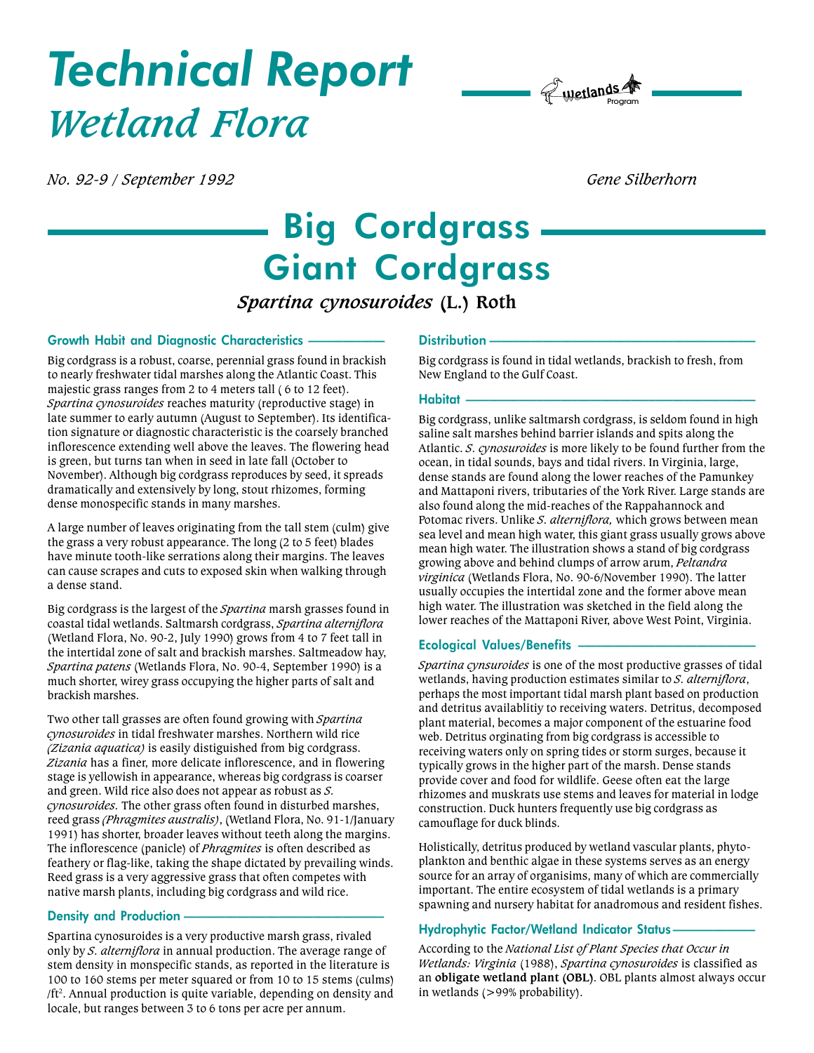# Technical Report

## *Wetland Flora*

*No. 92-9 / September 1992* *Gene Silberhorn*

# Big Cordgrass Giant Cordgrass

### *Spartina cynosuroides* (L.) Roth

## Growth Habit and Diagnostic Characteristics

Big cordgrass is a robust, coarse, perennial grass found in brackish to nearly freshwater tidal marshes along the Atlantic Coast. This majestic grass ranges from 2 to 4 meters tall ( 6 to 12 feet). *Spartina cynosuroides* reaches maturity (reproductive stage) in late summer to early autumn (August to September). Its identification signature or diagnostic characteristic is the coarsely branched inflorescence extending well above the leaves. The flowering head is green, but turns tan when in seed in late fall (October to November). Although big cordgrass reproduces by seed, it spreads dramatically and extensively by long, stout rhizomes, forming dense monospecific stands in many marshes.

A large number of leaves originating from the tall stem (culm) give the grass a very robust appearance. The long (2 to 5 feet) blades have minute tooth-like serrations along their margins. The leaves can cause scrapes and cuts to exposed skin when walking through a dense stand.

Big cordgrass is the largest of the *Spartina* marsh grasses found in coastal tidal wetlands. Saltmarsh cordgrass, *Spartina alterniflora* (Wetland Flora, No. 90-2, July 1990) grows from 4 to 7 feet tall in the intertidal zone of salt and brackish marshes. Saltmeadow hay, *Spartina patens* (Wetlands Flora, No. 90-4, September 1990) is a much shorter, wirey grass occupying the higher parts of salt and brackish marshes.

Two other tall grasses are often found growing with *Spartina cynosuroides* in tidal freshwater marshes. Northern wild rice *(Zizania aquatica)* is easily distiguished from big cordgrass. *Zizania* has a finer, more delicate inflorescence, and in flowering stage is yellowish in appearance, whereas big cordgrass is coarser and green. Wild rice also does not appear as robust as *S. cynosuroides.* The other grass often found in disturbed marshes, reed grass *(Phragmites australis)*, (Wetland Flora, No. 91-1/January 1991) has shorter, broader leaves without teeth along the margins. The inflorescence (panicle) of *Phragmites* is often described as feathery or flag-like, taking the shape dictated by prevailing winds. Reed grass is a very aggressive grass that often competes with native marsh plants, including big cordgrass and wild rice.

## Density and Production

Spartina cynosuroides is a very productive marsh grass, rivaled only by *S. alterniflora* in annual production. The average range of stem density in monspecific stands, as reported in the literature is 100 to 160 stems per meter squared or from 10 to 15 stems (culms) /ft$^2$. Annual production is quite variable, depending on density and locale, but ranges between 3 to 6 tons per acre per annum.

## Distribution

Big cordgrass is found in tidal wetlands, brackish to fresh, from New England to the Gulf Coast.

## Habitat

Big cordgrass, unlike saltmarsh cordgrass, is seldom found in high saline salt marshes behind barrier islands and spits along the Atlantic. *S. cynosuroides* is more likely to be found further from the ocean, in tidal sounds, bays and tidal rivers. In Virginia, large, dense stands are found along the lower reaches of the Pamunkey and Mattaponi rivers, tributaries of the York River. Large stands are also found along the mid-reaches of the Rappahannock and Potomac rivers. Unlike *S. alterniflora,* which grows between mean sea level and mean high water, this giant grass usually grows above mean high water. The illustration shows a stand of big cordgrass growing above and behind clumps of arrow arum, *Peltandra virginica* (Wetlands Flora, No. 90-6/November 1990). The latter usually occupies the intertidal zone and the former above mean high water. The illustration was sketched in the field along the lower reaches of the Mattaponi River, above West Point, Virginia.

## Ecological Values/Benefits

*Spartina cynsuroides* is one of the most productive grasses of tidal wetlands, having production estimates similar to *S. alterniflora*, perhaps the most important tidal marsh plant based on production and detritus availablitiy to receiving waters. Detritus, decomposed plant material, becomes a major component of the estuarine food web. Detritus orginating from big cordgrass is accessible to receiving waters only on spring tides or storm surges, because it typically grows in the higher part of the marsh. Dense stands provide cover and food for wildlife. Geese often eat the large rhizomes and muskrats use stems and leaves for material in lodge construction. Duck hunters frequently use big cordgrass as camouflage for duck blinds.

Holistically, detritus produced by wetland vascular plants, phytoplankton and benthic algae in these systems serves as an energy source for an array of organisims, many of which are commercially important. The entire ecosystem of tidal wetlands is a primary spawning and nursery habitat for anadromous and resident fishes.

## Hydrophytic Factor/Wetland Indicator Status

According to the *National List of Plant Species that Occur in Wetlands: Virginia* (1988), *Spartina cynosuroides* is classified as an **obligate wetland plant (OBL)**. OBL plants almost always occur in wetlands (>99% probability).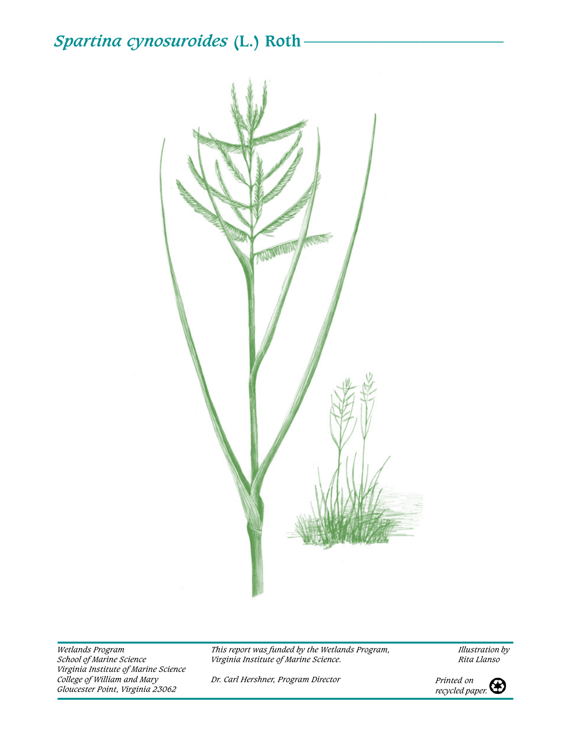# *Spartina cynosuroides* (L.) Roth

*Wetlands Program*
*School of Marine Science*
*Virginia Institute of Marine Science*
*College of William and Mary*
*Gloucester Point, Virginia 23062*

*This report was funded by the Wetlands Program, Virginia Institute of Marine Science.*

*Dr. Carl Hershner, Program Director*

*Illustration by Rita Llanso*

*Printed on recycled paper.*